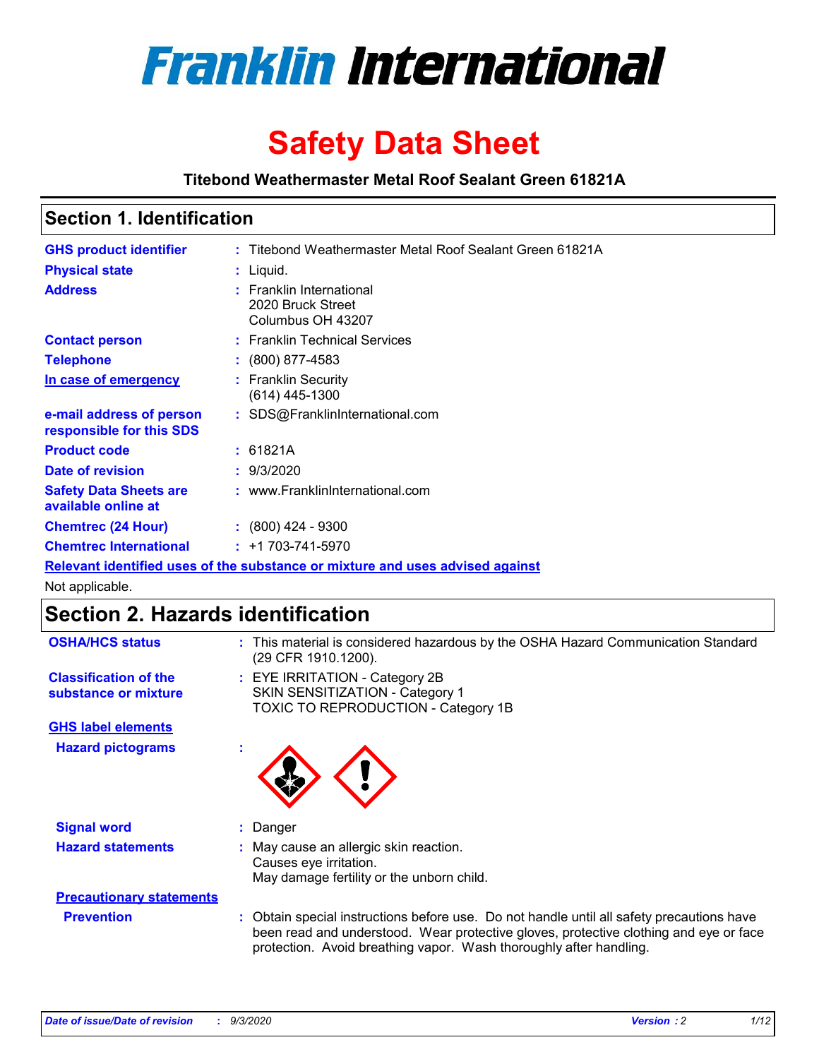# Franklin International

# Safety Data Sheet

**Titebond Weathermaster Metal Roof Sealant Green 61821A**

## Section 1. Identification

| | | |
|---|---|---|
| **GHS product identifier** | : | Titebond Weathermaster Metal Roof Sealant Green 61821A |
| **Physical state** | : | Liquid. |
| **Address** | : | Franklin International<br>2020 Bruck Street<br>Columbus OH 43207 |
| **Contact person** | : | Franklin Technical Services |
| **Telephone** | : | (800) 877-4583 |
| **In case of emergency** | : | Franklin Security<br>(614) 445-1300 |
| **e-mail address of person responsible for this SDS** | : | SDS@FranklinInternational.com |
| **Product code** | : | 61821A |
| **Date of revision** | : | 9/3/2020 |
| **Safety Data Sheets are available online at** | : | www.FranklinInternational.com |
| **Chemtrec (24 Hour)** | : | (800) 424 - 9300 |
| **Chemtrec International** | : | +1 703-741-5970 |

**Relevant identified uses of the substance or mixture and uses advised against**

Not applicable.

## Section 2. Hazards identification

| | | |
|---|---|---|
| **OSHA/HCS status** | : | This material is considered hazardous by the OSHA Hazard Communication Standard (29 CFR 1910.1200). |
| **Classification of the substance or mixture** | : | EYE IRRITATION - Category 2B<br>SKIN SENSITIZATION - Category 1<br>TOXIC TO REPRODUCTION - Category 1B |

**GHS label elements**

| | | |
|---|---|---|
| **Hazard pictograms** | : | |
| **Signal word** | : | Danger |
| **Hazard statements** | : | May cause an allergic skin reaction.<br>Causes eye irritation.<br>May damage fertility or the unborn child. |

**Precautionary statements**

| | | |
|---|---|---|
| **Prevention** | : | Obtain special instructions before use. Do not handle until all safety precautions have been read and understood. Wear protective gloves, protective clothing and eye or face protection. Avoid breathing vapor. Wash thoroughly after handling. |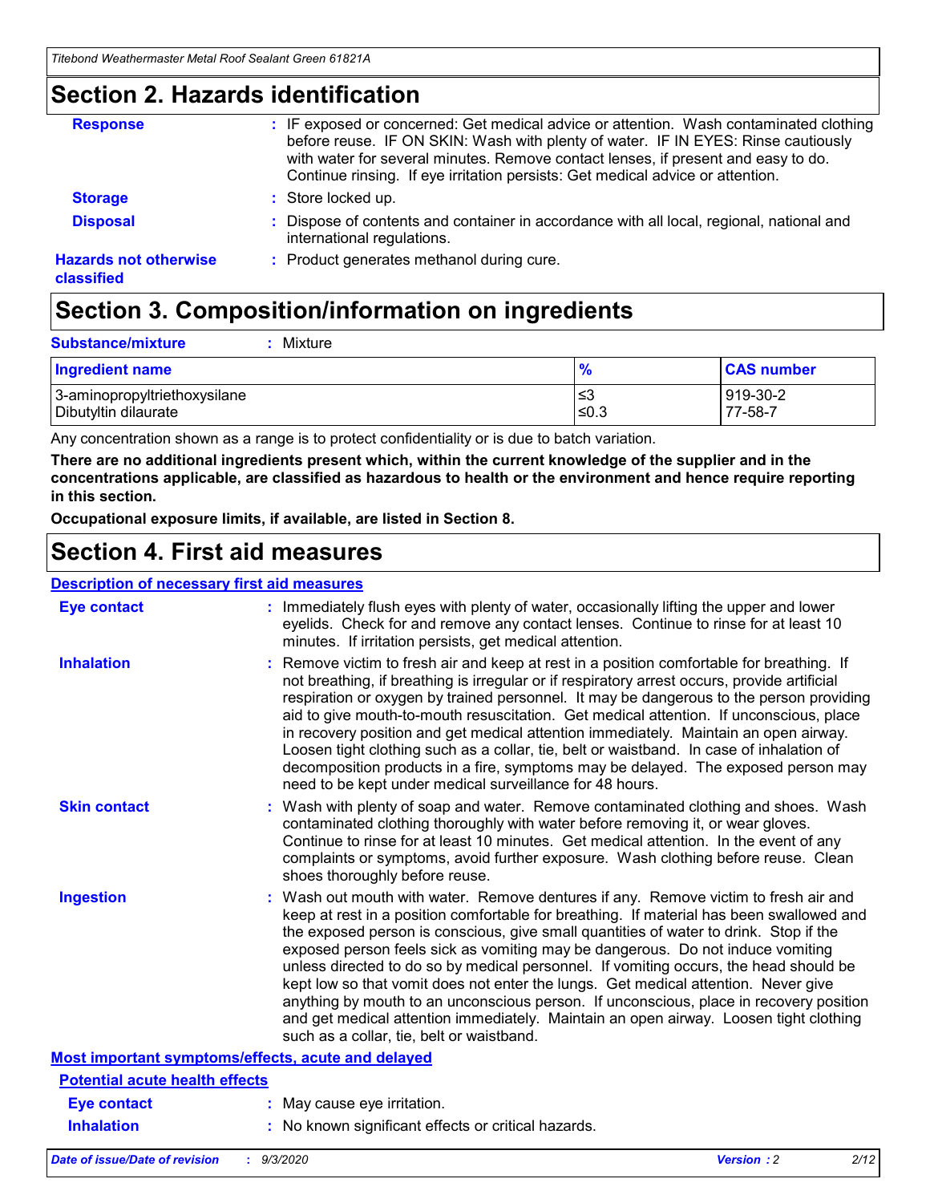## Section 2. Hazards identification

**Response** : IF exposed or concerned: Get medical advice or attention. Wash contaminated clothing before reuse. IF ON SKIN: Wash with plenty of water. IF IN EYES: Rinse cautiously with water for several minutes. Remove contact lenses, if present and easy to do. Continue rinsing. If eye irritation persists: Get medical advice or attention.

**Storage** : Store locked up.

**Disposal** : Dispose of contents and container in accordance with all local, regional, national and international regulations.

**Hazards not otherwise classified** : Product generates methanol during cure.

## Section 3. Composition/information on ingredients

**Substance/mixture** : Mixture

| Ingredient name | % | CAS number |
|---|---|---|
| 3-aminopropyltriethoxysilane | ≤3 | 919-30-2 |
| Dibutyltin dilaurate | ≤0.3 | 77-58-7 |

Any concentration shown as a range is to protect confidentiality or is due to batch variation.

**There are no additional ingredients present which, within the current knowledge of the supplier and in the concentrations applicable, are classified as hazardous to health or the environment and hence require reporting in this section.**

**Occupational exposure limits, if available, are listed in Section 8.**

## Section 4. First aid measures

### Description of necessary first aid measures

**Eye contact** : Immediately flush eyes with plenty of water, occasionally lifting the upper and lower eyelids. Check for and remove any contact lenses. Continue to rinse for at least 10 minutes. If irritation persists, get medical attention.

**Inhalation** : Remove victim to fresh air and keep at rest in a position comfortable for breathing. If not breathing, if breathing is irregular or if respiratory arrest occurs, provide artificial respiration or oxygen by trained personnel. It may be dangerous to the person providing aid to give mouth-to-mouth resuscitation. Get medical attention. If unconscious, place in recovery position and get medical attention immediately. Maintain an open airway. Loosen tight clothing such as a collar, tie, belt or waistband. In case of inhalation of decomposition products in a fire, symptoms may be delayed. The exposed person may need to be kept under medical surveillance for 48 hours.

**Skin contact** : Wash with plenty of soap and water. Remove contaminated clothing and shoes. Wash contaminated clothing thoroughly with water before removing it, or wear gloves. Continue to rinse for at least 10 minutes. Get medical attention. In the event of any complaints or symptoms, avoid further exposure. Wash clothing before reuse. Clean shoes thoroughly before reuse.

**Ingestion** : Wash out mouth with water. Remove dentures if any. Remove victim to fresh air and keep at rest in a position comfortable for breathing. If material has been swallowed and the exposed person is conscious, give small quantities of water to drink. Stop if the exposed person feels sick as vomiting may be dangerous. Do not induce vomiting unless directed to do so by medical personnel. If vomiting occurs, the head should be kept low so that vomit does not enter the lungs. Get medical attention. Never give anything by mouth to an unconscious person. If unconscious, place in recovery position and get medical attention immediately. Maintain an open airway. Loosen tight clothing such as a collar, tie, belt or waistband.

### Most important symptoms/effects, acute and delayed

#### Potential acute health effects

**Eye contact** : May cause eye irritation.

**Inhalation** : No known significant effects or critical hazards.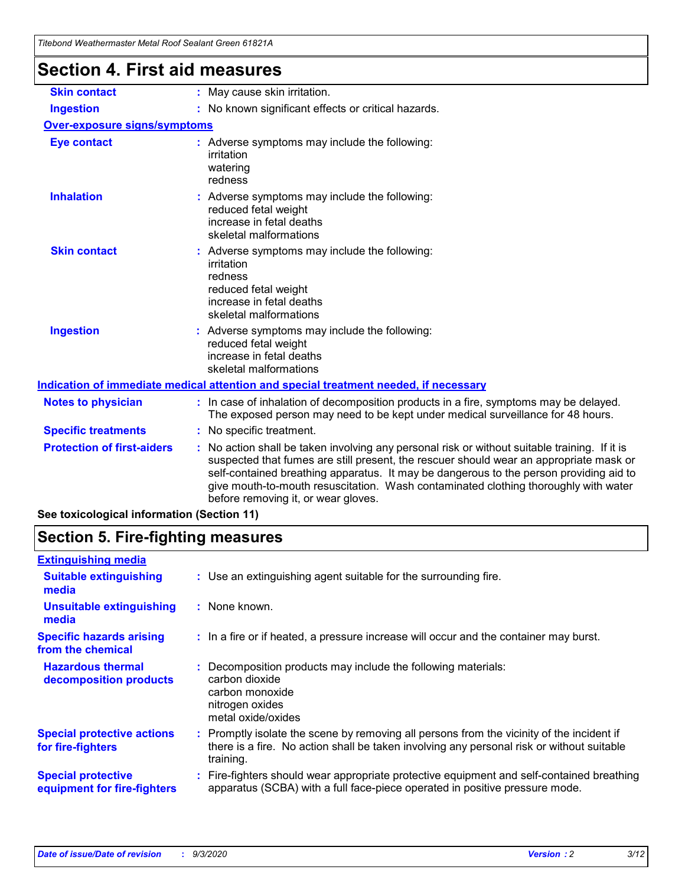## Section 4. First aid measures

| | |
|---|---|
| **Skin contact** | : May cause skin irritation. |
| **Ingestion** | : No known significant effects or critical hazards. |

**Over-exposure signs/symptoms**

| | |
|---|---|
| **Eye contact** | : Adverse symptoms may include the following:<br>irritation<br>watering<br>redness |
| **Inhalation** | : Adverse symptoms may include the following:<br>reduced fetal weight<br>increase in fetal deaths<br>skeletal malformations |
| **Skin contact** | : Adverse symptoms may include the following:<br>irritation<br>redness<br>reduced fetal weight<br>increase in fetal deaths<br>skeletal malformations |
| **Ingestion** | : Adverse symptoms may include the following:<br>reduced fetal weight<br>increase in fetal deaths<br>skeletal malformations |

**Indication of immediate medical attention and special treatment needed, if necessary**

| | |
|---|---|
| **Notes to physician** | : In case of inhalation of decomposition products in a fire, symptoms may be delayed. The exposed person may need to be kept under medical surveillance for 48 hours. |
| **Specific treatments** | : No specific treatment. |
| **Protection of first-aiders** | : No action shall be taken involving any personal risk or without suitable training. If it is suspected that fumes are still present, the rescuer should wear an appropriate mask or self-contained breathing apparatus. It may be dangerous to the person providing aid to give mouth-to-mouth resuscitation. Wash contaminated clothing thoroughly with water before removing it, or wear gloves. |

**See toxicological information (Section 11)**

## Section 5. Fire-fighting measures

**Extinguishing media**

| | |
|---|---|
| **Suitable extinguishing media** | : Use an extinguishing agent suitable for the surrounding fire. |
| **Unsuitable extinguishing media** | : None known. |
| **Specific hazards arising from the chemical** | : In a fire or if heated, a pressure increase will occur and the container may burst. |
| **Hazardous thermal decomposition products** | : Decomposition products may include the following materials:<br>carbon dioxide<br>carbon monoxide<br>nitrogen oxides<br>metal oxide/oxides |
| **Special protective actions for fire-fighters** | : Promptly isolate the scene by removing all persons from the vicinity of the incident if there is a fire. No action shall be taken involving any personal risk or without suitable training. |
| **Special protective equipment for fire-fighters** | : Fire-fighters should wear appropriate protective equipment and self-contained breathing apparatus (SCBA) with a full face-piece operated in positive pressure mode. |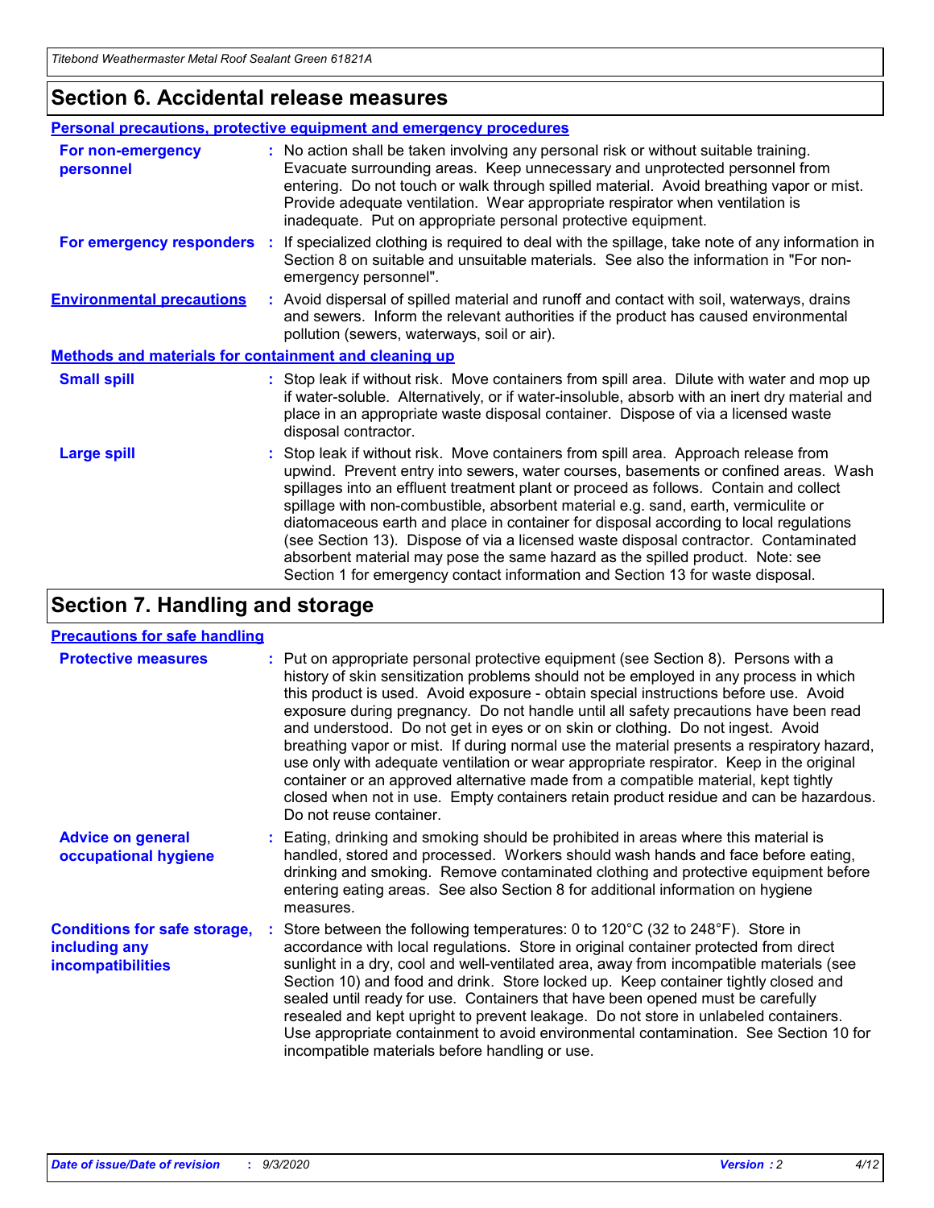## Section 6. Accidental release measures

### Personal precautions, protective equipment and emergency procedures

**For non-emergency personnel** : No action shall be taken involving any personal risk or without suitable training. Evacuate surrounding areas. Keep unnecessary and unprotected personnel from entering. Do not touch or walk through spilled material. Avoid breathing vapor or mist. Provide adequate ventilation. Wear appropriate respirator when ventilation is inadequate. Put on appropriate personal protective equipment.

**For emergency responders** : If specialized clothing is required to deal with the spillage, take note of any information in Section 8 on suitable and unsuitable materials. See also the information in "For non-emergency personnel".

**Environmental precautions** : Avoid dispersal of spilled material and runoff and contact with soil, waterways, drains and sewers. Inform the relevant authorities if the product has caused environmental pollution (sewers, waterways, soil or air).

### Methods and materials for containment and cleaning up

**Small spill** : Stop leak if without risk. Move containers from spill area. Dilute with water and mop up if water-soluble. Alternatively, or if water-insoluble, absorb with an inert dry material and place in an appropriate waste disposal container. Dispose of via a licensed waste disposal contractor.

**Large spill** : Stop leak if without risk. Move containers from spill area. Approach release from upwind. Prevent entry into sewers, water courses, basements or confined areas. Wash spillages into an effluent treatment plant or proceed as follows. Contain and collect spillage with non-combustible, absorbent material e.g. sand, earth, vermiculite or diatomaceous earth and place in container for disposal according to local regulations (see Section 13). Dispose of via a licensed waste disposal contractor. Contaminated absorbent material may pose the same hazard as the spilled product. Note: see Section 1 for emergency contact information and Section 13 for waste disposal.

## Section 7. Handling and storage

### Precautions for safe handling

**Protective measures** : Put on appropriate personal protective equipment (see Section 8). Persons with a history of skin sensitization problems should not be employed in any process in which this product is used. Avoid exposure - obtain special instructions before use. Avoid exposure during pregnancy. Do not handle until all safety precautions have been read and understood. Do not get in eyes or on skin or clothing. Do not ingest. Avoid breathing vapor or mist. If during normal use the material presents a respiratory hazard, use only with adequate ventilation or wear appropriate respirator. Keep in the original container or an approved alternative made from a compatible material, kept tightly closed when not in use. Empty containers retain product residue and can be hazardous. Do not reuse container.

**Advice on general occupational hygiene** : Eating, drinking and smoking should be prohibited in areas where this material is handled, stored and processed. Workers should wash hands and face before eating, drinking and smoking. Remove contaminated clothing and protective equipment before entering eating areas. See also Section 8 for additional information on hygiene measures.

**Conditions for safe storage, including any incompatibilities** : Store between the following temperatures: 0 to 120°C (32 to 248°F). Store in accordance with local regulations. Store in original container protected from direct sunlight in a dry, cool and well-ventilated area, away from incompatible materials (see Section 10) and food and drink. Store locked up. Keep container tightly closed and sealed until ready for use. Containers that have been opened must be carefully resealed and kept upright to prevent leakage. Do not store in unlabeled containers. Use appropriate containment to avoid environmental contamination. See Section 10 for incompatible materials before handling or use.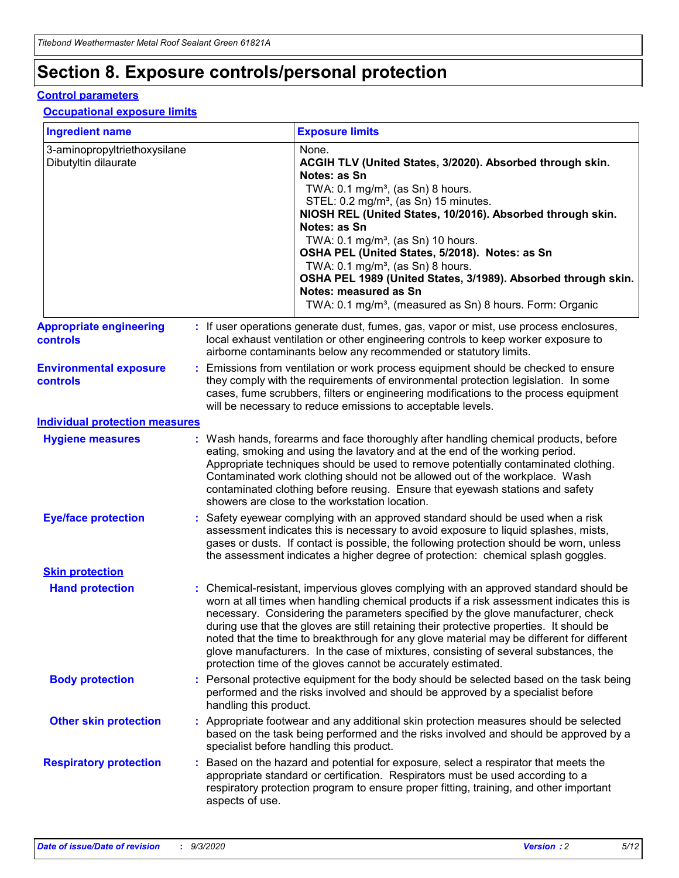# Section 8. Exposure controls/personal protection

## Control parameters

### Occupational exposure limits

| Ingredient name | Exposure limits |
|---|---|
| 3-aminopropyltriethoxysilane<br>Dibutyltin dilaurate | None.<br>**ACGIH TLV (United States, 3/2020). Absorbed through skin. Notes: as Sn**<br>TWA: 0.1 mg/m³, (as Sn) 8 hours.<br>STEL: 0.2 mg/m³, (as Sn) 15 minutes.<br>**NIOSH REL (United States, 10/2016). Absorbed through skin. Notes: as Sn**<br>TWA: 0.1 mg/m³, (as Sn) 10 hours.<br>**OSHA PEL (United States, 5/2018). Notes: as Sn**<br>TWA: 0.1 mg/m³, (as Sn) 8 hours.<br>**OSHA PEL 1989 (United States, 3/1989). Absorbed through skin. Notes: measured as Sn**<br>TWA: 0.1 mg/m³, (measured as Sn) 8 hours. Form: Organic |

**Appropriate engineering controls** : If user operations generate dust, fumes, gas, vapor or mist, use process enclosures, local exhaust ventilation or other engineering controls to keep worker exposure to airborne contaminants below any recommended or statutory limits.

**Environmental exposure controls** : Emissions from ventilation or work process equipment should be checked to ensure they comply with the requirements of environmental protection legislation. In some cases, fume scrubbers, filters or engineering modifications to the process equipment will be necessary to reduce emissions to acceptable levels.

## Individual protection measures

**Hygiene measures** : Wash hands, forearms and face thoroughly after handling chemical products, before eating, smoking and using the lavatory and at the end of the working period. Appropriate techniques should be used to remove potentially contaminated clothing. Contaminated work clothing should not be allowed out of the workplace. Wash contaminated clothing before reusing. Ensure that eyewash stations and safety showers are close to the workstation location.

**Eye/face protection** : Safety eyewear complying with an approved standard should be used when a risk assessment indicates this is necessary to avoid exposure to liquid splashes, mists, gases or dusts. If contact is possible, the following protection should be worn, unless the assessment indicates a higher degree of protection: chemical splash goggles.

### Skin protection

**Hand protection** : Chemical-resistant, impervious gloves complying with an approved standard should be worn at all times when handling chemical products if a risk assessment indicates this is necessary. Considering the parameters specified by the glove manufacturer, check during use that the gloves are still retaining their protective properties. It should be noted that the time to breakthrough for any glove material may be different for different glove manufacturers. In the case of mixtures, consisting of several substances, the protection time of the gloves cannot be accurately estimated.

**Body protection** : Personal protective equipment for the body should be selected based on the task being performed and the risks involved and should be approved by a specialist before handling this product.

**Other skin protection** : Appropriate footwear and any additional skin protection measures should be selected based on the task being performed and the risks involved and should be approved by a specialist before handling this product.

**Respiratory protection** : Based on the hazard and potential for exposure, select a respirator that meets the appropriate standard or certification. Respirators must be used according to a respiratory protection program to ensure proper fitting, training, and other important aspects of use.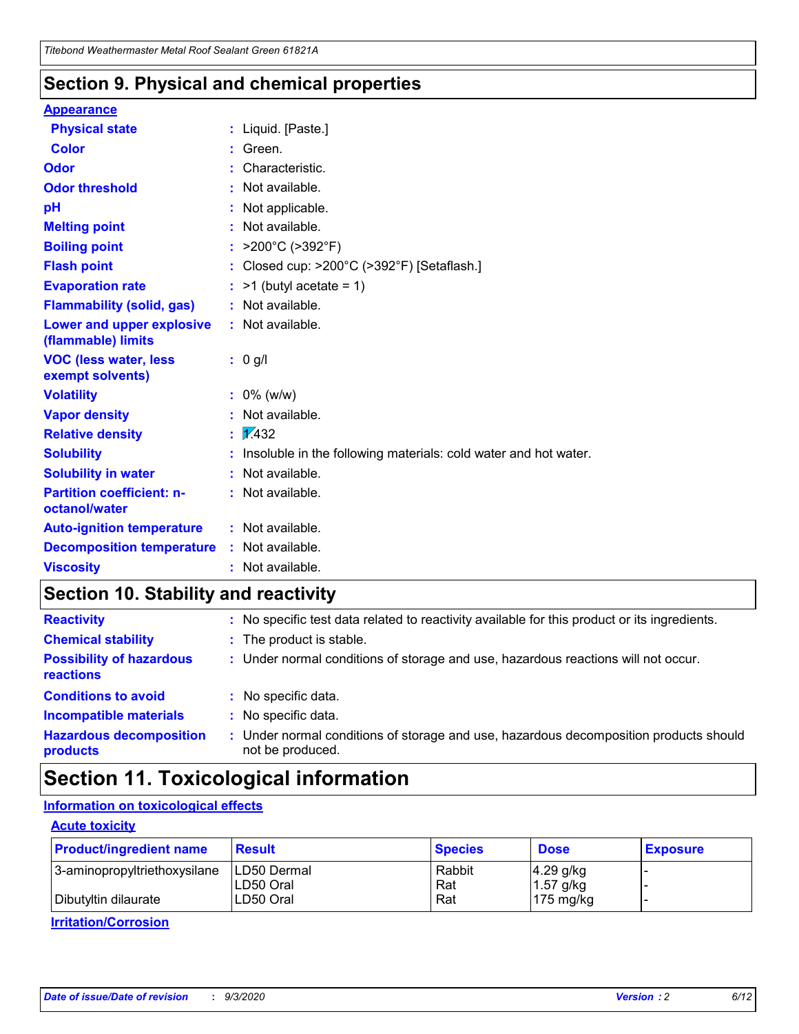## Section 9. Physical and chemical properties

**Appearance**

| | |
|---|---|
| **Physical state** | : Liquid. [Paste.] |
| **Color** | : Green. |
| **Odor** | : Characteristic. |
| **Odor threshold** | : Not available. |
| **pH** | : Not applicable. |
| **Melting point** | : Not available. |
| **Boiling point** | : >200°C (>392°F) |
| **Flash point** | : Closed cup: >200°C (>392°F) [Setaflash.] |
| **Evaporation rate** | : >1 (butyl acetate = 1) |
| **Flammability (solid, gas)** | : Not available. |
| **Lower and upper explosive (flammable) limits** | : Not available. |
| **VOC (less water, less exempt solvents)** | : 0 g/l |
| **Volatility** | : 0% (w/w) |
| **Vapor density** | : Not available. |
| **Relative density** | : 1.432 |
| **Solubility** | : Insoluble in the following materials: cold water and hot water. |
| **Solubility in water** | : Not available. |
| **Partition coefficient: n-octanol/water** | : Not available. |
| **Auto-ignition temperature** | : Not available. |
| **Decomposition temperature** | : Not available. |
| **Viscosity** | : Not available. |

## Section 10. Stability and reactivity

| | |
|---|---|
| **Reactivity** | : No specific test data related to reactivity available for this product or its ingredients. |
| **Chemical stability** | : The product is stable. |
| **Possibility of hazardous reactions** | : Under normal conditions of storage and use, hazardous reactions will not occur. |
| **Conditions to avoid** | : No specific data. |
| **Incompatible materials** | : No specific data. |
| **Hazardous decomposition products** | : Under normal conditions of storage and use, hazardous decomposition products should not be produced. |

## Section 11. Toxicological information

**Information on toxicological effects**

**Acute toxicity**

| Product/ingredient name | Result | Species | Dose | Exposure |
|---|---|---|---|---|
| 3-aminopropyltriethoxysilane | LD50 Dermal | Rabbit | 4.29 g/kg | - |
| | LD50 Oral | Rat | 1.57 g/kg | - |
| Dibutyltin dilaurate | LD50 Oral | Rat | 175 mg/kg | - |

**Irritation/Corrosion**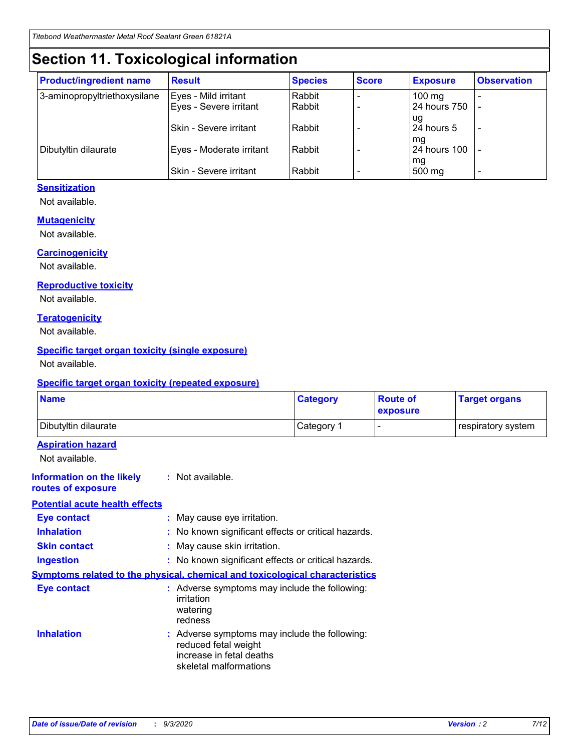# Section 11. Toxicological information

| Product/ingredient name | Result | Species | Score | Exposure | Observation |
|---|---|---|---|---|---|
| 3-aminopropyltriethoxysilane | Eyes - Mild irritant | Rabbit | - | 100 mg | - |
| | Eyes - Severe irritant | Rabbit | - | 24 hours 750 ug | - |
| | Skin - Severe irritant | Rabbit | - | 24 hours 5 mg | - |
| Dibutyltin dilaurate | Eyes - Moderate irritant | Rabbit | - | 24 hours 100 mg | - |
| | Skin - Severe irritant | Rabbit | - | 500 mg | - |

### Sensitization

Not available.

### Mutagenicity

Not available.

### Carcinogenicity

Not available.

### Reproductive toxicity

Not available.

### Teratogenicity

Not available.

### Specific target organ toxicity (single exposure)

Not available.

### Specific target organ toxicity (repeated exposure)

| Name | Category | Route of exposure | Target organs |
|---|---|---|---|
| Dibutyltin dilaurate | Category 1 | - | respiratory system |

### Aspiration hazard

Not available.

**Information on the likely routes of exposure** : Not available.

### Potential acute health effects

**Eye contact** : May cause eye irritation.

**Inhalation** : No known significant effects or critical hazards.

**Skin contact** : May cause skin irritation.

**Ingestion** : No known significant effects or critical hazards.

### Symptoms related to the physical, chemical and toxicological characteristics

**Eye contact** : Adverse symptoms may include the following:
irritation
watering
redness

**Inhalation** : Adverse symptoms may include the following:
reduced fetal weight
increase in fetal deaths
skeletal malformations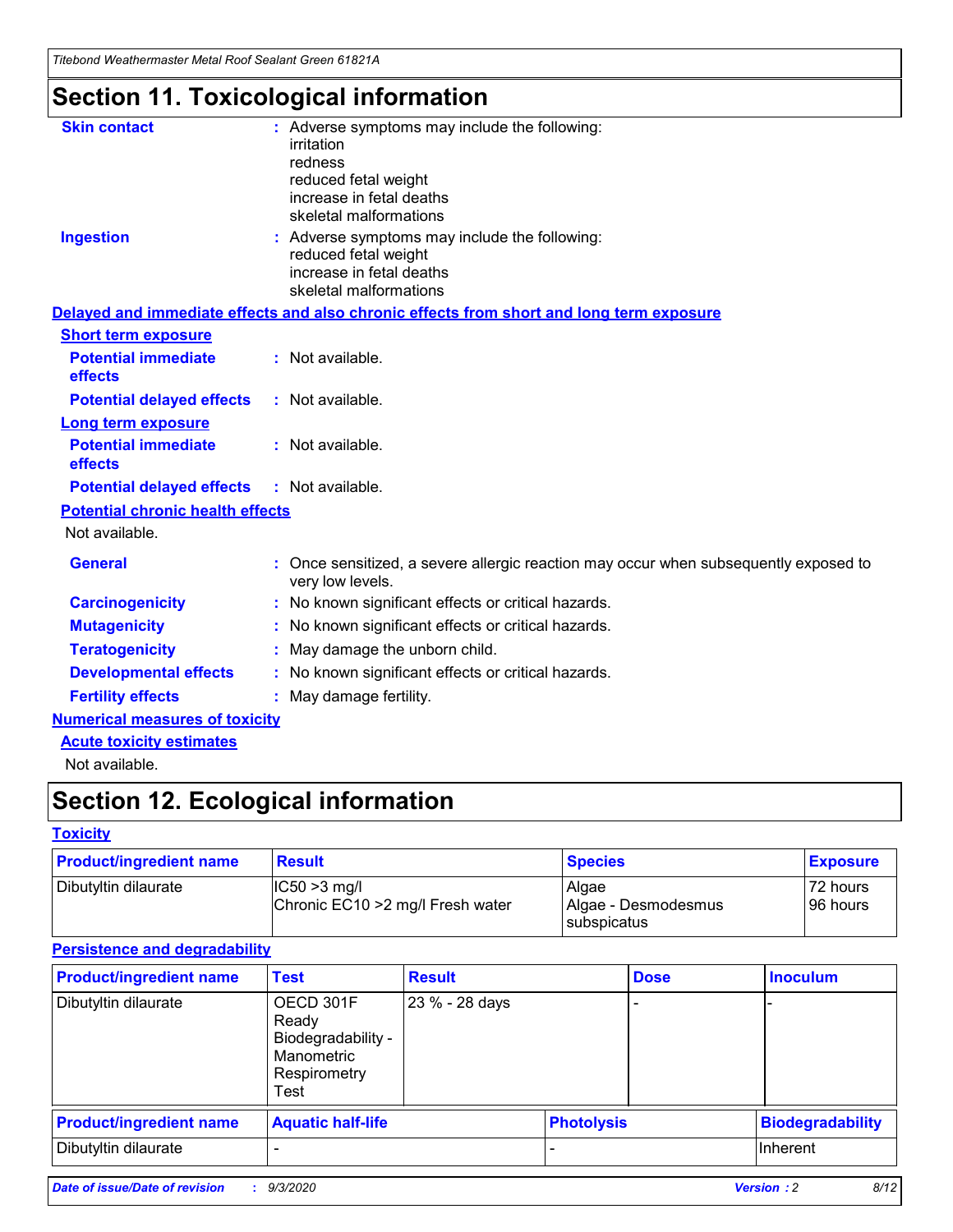# Section 11. Toxicological information

**Skin contact** : Adverse symptoms may include the following:
irritation
redness
reduced fetal weight
increase in fetal deaths
skeletal malformations

**Ingestion** : Adverse symptoms may include the following:
reduced fetal weight
increase in fetal deaths
skeletal malformations

**Delayed and immediate effects and also chronic effects from short and long term exposure**

**Short term exposure**

**Potential immediate effects** : Not available.

**Potential delayed effects** : Not available.

**Long term exposure**

**Potential immediate effects** : Not available.

**Potential delayed effects** : Not available.

**Potential chronic health effects**

Not available.

**General** : Once sensitized, a severe allergic reaction may occur when subsequently exposed to very low levels.

**Carcinogenicity** : No known significant effects or critical hazards.

**Mutagenicity** : No known significant effects or critical hazards.

**Teratogenicity** : May damage the unborn child.

**Developmental effects** : No known significant effects or critical hazards.

**Fertility effects** : May damage fertility.

**Numerical measures of toxicity**

**Acute toxicity estimates**

Not available.

# Section 12. Ecological information

**Toxicity**

| Product/ingredient name | Result | Species | Exposure |
|---|---|---|---|
| Dibutyltin dilaurate | IC50 >3 mg/l<br>Chronic EC10 >2 mg/l Fresh water | Algae<br>Algae - Desmodesmus subspicatus | 72 hours<br>96 hours |

**Persistence and degradability**

| Product/ingredient name | Test | Result | Dose | Inoculum |
|---|---|---|---|---|
| Dibutyltin dilaurate | OECD 301F Ready Biodegradability - Manometric Respirometry Test | 23 % - 28 days | - | - |

| Product/ingredient name | Aquatic half-life | Photolysis | Biodegradability |
|---|---|---|---|
| Dibutyltin dilaurate | - | - | Inherent |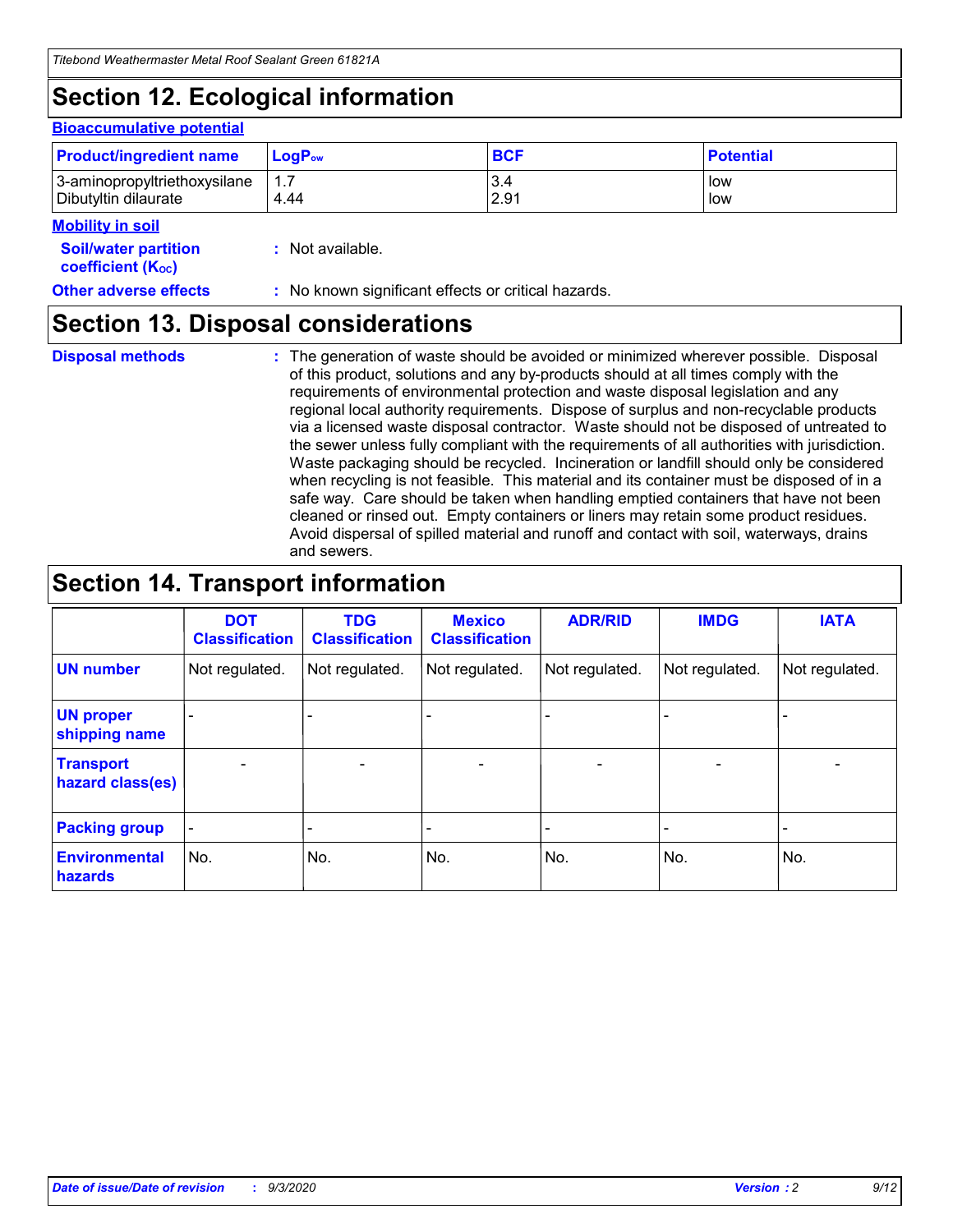# Section 12. Ecological information

### Bioaccumulative potential

| Product/ingredient name | $LogP_{ow}$ | BCF | Potential |
|---|---|---|---|
| 3-aminopropyltriethoxysilane | 1.7 | 3.4 | low |
| Dibutyltin dilaurate | 4.44 | 2.91 | low |

### Mobility in soil

**Soil/water partition coefficient ($K_{OC}$)** : Not available.

**Other adverse effects** : No known significant effects or critical hazards.

# Section 13. Disposal considerations

**Disposal methods** : The generation of waste should be avoided or minimized wherever possible. Disposal of this product, solutions and any by-products should at all times comply with the requirements of environmental protection and waste disposal legislation and any regional local authority requirements. Dispose of surplus and non-recyclable products via a licensed waste disposal contractor. Waste should not be disposed of untreated to the sewer unless fully compliant with the requirements of all authorities with jurisdiction. Waste packaging should be recycled. Incineration or landfill should only be considered when recycling is not feasible. This material and its container must be disposed of in a safe way. Care should be taken when handling emptied containers that have not been cleaned or rinsed out. Empty containers or liners may retain some product residues. Avoid dispersal of spilled material and runoff and contact with soil, waterways, drains and sewers.

# Section 14. Transport information

| | DOT Classification | TDG Classification | Mexico Classification | ADR/RID | IMDG | IATA |
|---|---|---|---|---|---|---|
| **UN number** | Not regulated. | Not regulated. | Not regulated. | Not regulated. | Not regulated. | Not regulated. |
| **UN proper shipping name** | - | - | - | - | - | - |
| **Transport hazard class(es)** | - | - | - | - | - | - |
| **Packing group** | - | - | - | - | - | - |
| **Environmental hazards** | No. | No. | No. | No. | No. | No. |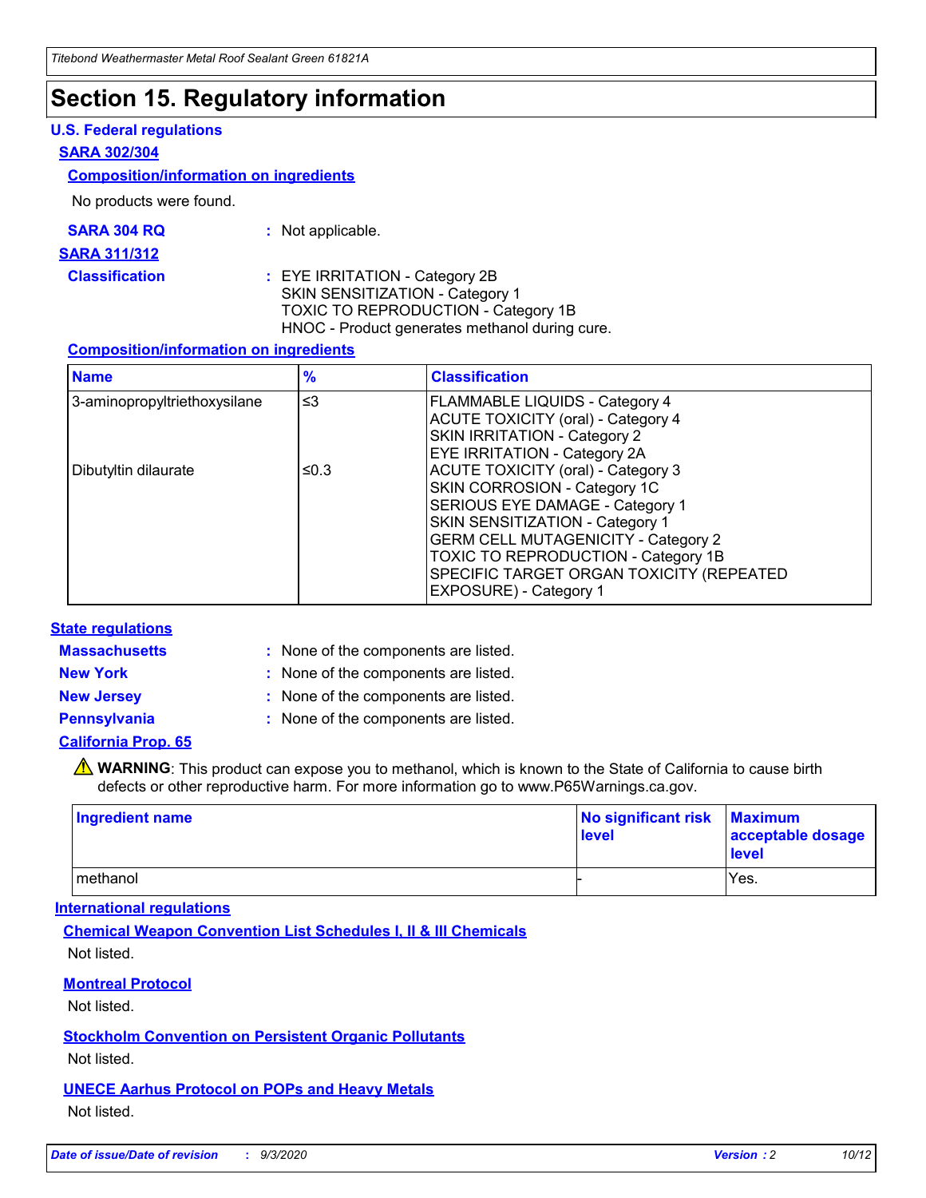# Section 15. Regulatory information

### U.S. Federal regulations

**SARA 302/304**

**Composition/information on ingredients**

No products were found.

**SARA 304 RQ** : Not applicable.

**SARA 311/312**

**Classification** : EYE IRRITATION - Category 2B
SKIN SENSITIZATION - Category 1
TOXIC TO REPRODUCTION - Category 1B
HNOC - Product generates methanol during cure.

**Composition/information on ingredients**

| Name | % | Classification |
|---|---|---|
| 3-aminopropyltriethoxysilane | ≤3 | FLAMMABLE LIQUIDS - Category 4<br>ACUTE TOXICITY (oral) - Category 4<br>SKIN IRRITATION - Category 2<br>EYE IRRITATION - Category 2A |
| Dibutyltin dilaurate | ≤0.3 | ACUTE TOXICITY (oral) - Category 3<br>SKIN CORROSION - Category 1C<br>SERIOUS EYE DAMAGE - Category 1<br>SKIN SENSITIZATION - Category 1<br>GERM CELL MUTAGENICITY - Category 2<br>TOXIC TO REPRODUCTION - Category 1B<br>SPECIFIC TARGET ORGAN TOXICITY (REPEATED EXPOSURE) - Category 1 |

### State regulations

**Massachusetts** : None of the components are listed.

**New York** : None of the components are listed.

**New Jersey** : None of the components are listed.

**Pennsylvania** : None of the components are listed.

**California Prop. 65**

⚠ **WARNING**: This product can expose you to methanol, which is known to the State of California to cause birth defects or other reproductive harm. For more information go to www.P65Warnings.ca.gov.

| Ingredient name | No significant risk level | Maximum acceptable dosage level |
|---|---|---|
| methanol | - | Yes. |

### International regulations

**Chemical Weapon Convention List Schedules I, II & III Chemicals**

Not listed.

**Montreal Protocol**

Not listed.

**Stockholm Convention on Persistent Organic Pollutants**

Not listed.

**UNECE Aarhus Protocol on POPs and Heavy Metals**

Not listed.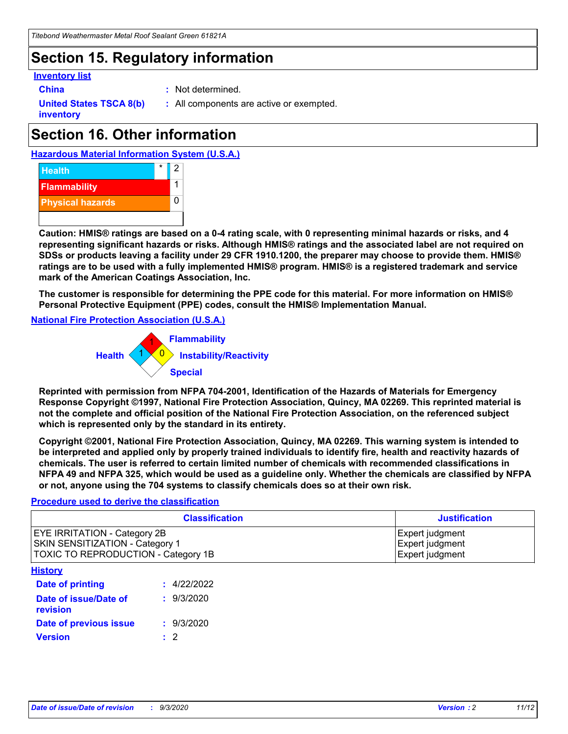## Section 15. Regulatory information

**Inventory list**

**China** : Not determined.

**United States TSCA 8(b) inventory** : All components are active or exempted.

## Section 16. Other information

**Hazardous Material Information System (U.S.A.)**

| | | |
|---|---|---|
| Health | * | 2 |
| Flammability | | 1 |
| Physical hazards | | 0 |

**Caution: HMIS® ratings are based on a 0-4 rating scale, with 0 representing minimal hazards or risks, and 4 representing significant hazards or risks. Although HMIS® ratings and the associated label are not required on SDSs or products leaving a facility under 29 CFR 1910.1200, the preparer may choose to provide them. HMIS® ratings are to be used with a fully implemented HMIS® program. HMIS® is a registered trademark and service mark of the American Coatings Association, Inc.**

**The customer is responsible for determining the PPE code for this material. For more information on HMIS® Personal Protective Equipment (PPE) codes, consult the HMIS® Implementation Manual.**

**National Fire Protection Association (U.S.A.)**

Flammability: 1
Health: 1
Instability/Reactivity: 0
Special:

**Reprinted with permission from NFPA 704-2001, Identification of the Hazards of Materials for Emergency Response Copyright ©1997, National Fire Protection Association, Quincy, MA 02269. This reprinted material is not the complete and official position of the National Fire Protection Association, on the referenced subject which is represented only by the standard in its entirety.**

**Copyright ©2001, National Fire Protection Association, Quincy, MA 02269. This warning system is intended to be interpreted and applied only by properly trained individuals to identify fire, health and reactivity hazards of chemicals. The user is referred to certain limited number of chemicals with recommended classifications in NFPA 49 and NFPA 325, which would be used as a guideline only. Whether the chemicals are classified by NFPA or not, anyone using the 704 systems to classify chemicals does so at their own risk.**

**Procedure used to derive the classification**

| Classification | Justification |
|---|---|
| EYE IRRITATION - Category 2B<br>SKIN SENSITIZATION - Category 1<br>TOXIC TO REPRODUCTION - Category 1B | Expert judgment<br>Expert judgment<br>Expert judgment |

**History**

**Date of printing** : 4/22/2022

**Date of issue/Date of revision** : 9/3/2020

**Date of previous issue** : 9/3/2020

**Version** : 2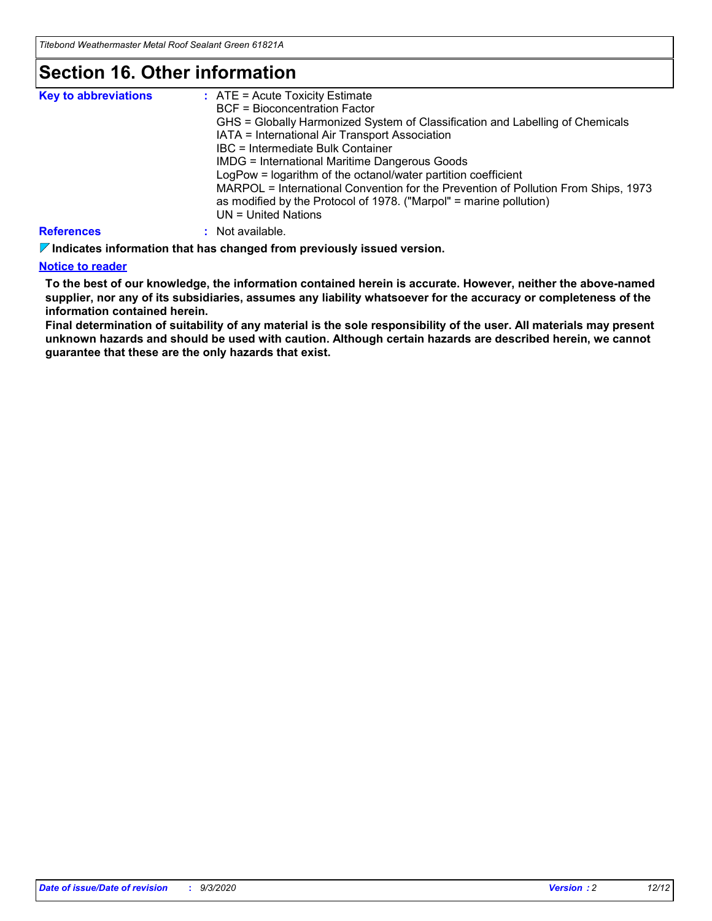# Section 16. Other information

**Key to abbreviations** : ATE = Acute Toxicity Estimate
BCF = Bioconcentration Factor
GHS = Globally Harmonized System of Classification and Labelling of Chemicals
IATA = International Air Transport Association
IBC = Intermediate Bulk Container
IMDG = International Maritime Dangerous Goods
LogPow = logarithm of the octanol/water partition coefficient
MARPOL = International Convention for the Prevention of Pollution From Ships, 1973 as modified by the Protocol of 1978. ("Marpol" = marine pollution)
UN = United Nations

**References** : Not available.

**Indicates information that has changed from previously issued version.**

**Notice to reader**

**To the best of our knowledge, the information contained herein is accurate. However, neither the above-named supplier, nor any of its subsidiaries, assumes any liability whatsoever for the accuracy or completeness of the information contained herein.**

**Final determination of suitability of any material is the sole responsibility of the user. All materials may present unknown hazards and should be used with caution. Although certain hazards are described herein, we cannot guarantee that these are the only hazards that exist.**